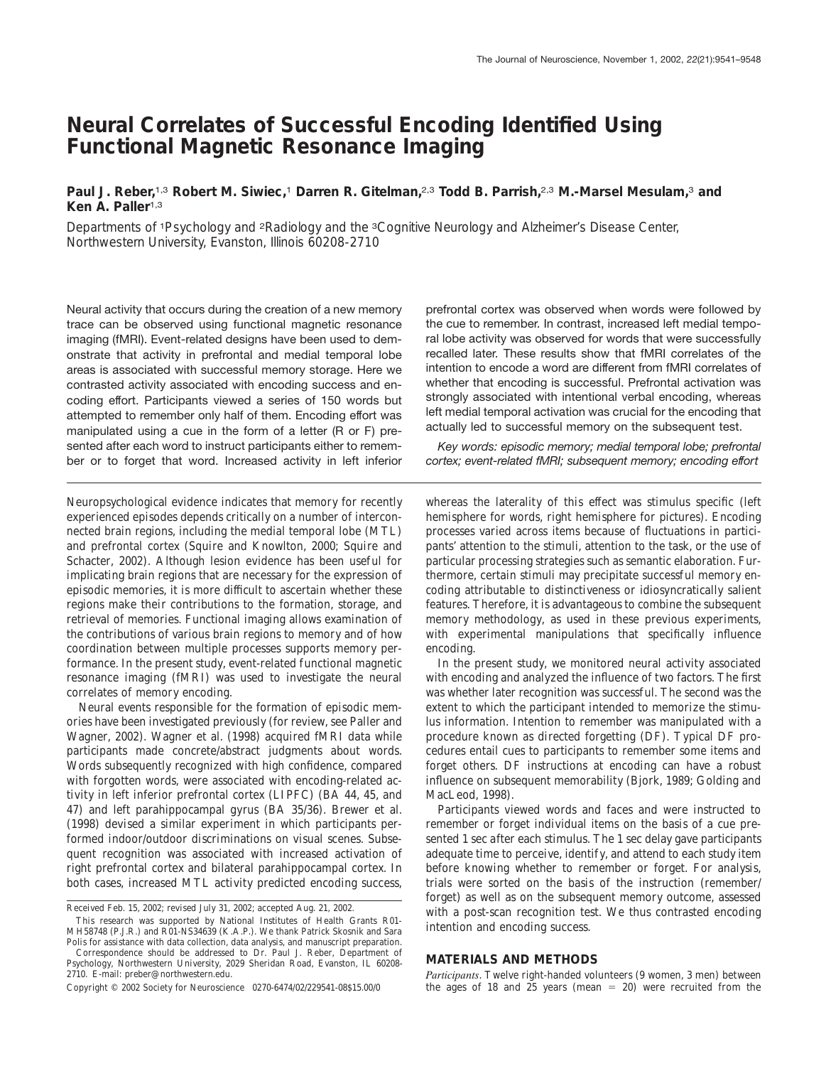# Neural Correlates of Successful Encoding Identified Using Functional Magnetic Resonance Imaging

**Paul J. Reber,[1,3] Robert M. Siwiec,[1] Darren R. Gitelman,[2,3] Todd B. Parrish,[2,3] M.-Marsel Mesulam,[3] and Ken A. Paller[1,3]**

Departments of [1]Psychology and [2]Radiology and the [3]Cognitive Neurology and Alzheimer's Disease Center, Northwestern University, Evanston, Illinois 60208-2710

Neural activity that occurs during the creation of a new memory trace can be observed using functional magnetic resonance imaging (fMRI). Event-related designs have been used to demonstrate that activity in prefrontal and medial temporal lobe areas is associated with successful memory storage. Here we contrasted activity associated with encoding success and encoding effort. Participants viewed a series of 150 words but attempted to remember only half of them. Encoding effort was manipulated using a cue in the form of a letter (R or F) presented after each word to instruct participants either to remember or to forget that word. Increased activity in left inferior prefrontal cortex was observed when words were followed by the cue to remember. In contrast, increased left medial temporal lobe activity was observed for words that were successfully recalled later. These results show that fMRI correlates of the intention to encode a word are different from fMRI correlates of whether that encoding is successful. Prefrontal activation was strongly associated with intentional verbal encoding, whereas left medial temporal activation was crucial for the encoding that actually led to successful memory on the subsequent test.

*Key words: episodic memory; medial temporal lobe; prefrontal cortex; event-related fMRI; subsequent memory; encoding effort*

Neuropsychological evidence indicates that memory for recently experienced episodes depends critically on a number of interconnected brain regions, including the medial temporal lobe (MTL) and prefrontal cortex (Squire and Knowlton, 2000; Squire and Schacter, 2002). Although lesion evidence has been useful for implicating brain regions that are necessary for the expression of episodic memories, it is more difficult to ascertain whether these regions make their contributions to the formation, storage, and retrieval of memories. Functional imaging allows examination of the contributions of various brain regions to memory and of how coordination between multiple processes supports memory performance. In the present study, event-related functional magnetic resonance imaging (fMRI) was used to investigate the neural correlates of memory encoding.

Neural events responsible for the formation of episodic memories have been investigated previously (for review, see Paller and Wagner, 2002). Wagner et al. (1998) acquired fMRI data while participants made concrete/abstract judgments about words. Words subsequently recognized with high confidence, compared with forgotten words, were associated with encoding-related activity in left inferior prefrontal cortex (LIPFC) (BA 44, 45, and 47) and left parahippocampal gyrus (BA 35/36). Brewer et al. (1998) devised a similar experiment in which participants performed indoor/outdoor discriminations on visual scenes. Subsequent recognition was associated with increased activation of right prefrontal cortex and bilateral parahippocampal cortex. In both cases, increased MTL activity predicted encoding success, whereas the laterality of this effect was stimulus specific (left hemisphere for words, right hemisphere for pictures). Encoding processes varied across items because of fluctuations in participants' attention to the stimuli, attention to the task, or the use of particular processing strategies such as semantic elaboration. Furthermore, certain stimuli may precipitate successful memory encoding attributable to distinctiveness or idiosyncratically salient features. Therefore, it is advantageous to combine the subsequent memory methodology, as used in these previous experiments, with experimental manipulations that specifically influence encoding.

In the present study, we monitored neural activity associated with encoding and analyzed the influence of two factors. The first was whether later recognition was successful. The second was the extent to which the participant intended to memorize the stimulus information. Intention to remember was manipulated with a procedure known as directed forgetting (DF). Typical DF procedures entail cues to participants to remember some items and forget others. DF instructions at encoding can have a robust influence on subsequent memorability (Bjork, 1989; Golding and MacLeod, 1998).

Participants viewed words and faces and were instructed to remember or forget individual items on the basis of a cue presented 1 sec after each stimulus. The 1 sec delay gave participants adequate time to perceive, identify, and attend to each study item before knowing whether to remember or forget. For analysis, trials were sorted on the basis of the instruction (remember/forget) as well as on the subsequent memory outcome, assessed with a post-scan recognition test. We thus contrasted encoding intention and encoding success.

## MATERIALS AND METHODS

*Participants*. Twelve right-handed volunteers (9 women, 3 men) between the ages of 18 and 25 years (mean = 20) were recruited from the

Received Feb. 15, 2002; revised July 31, 2002; accepted Aug. 21, 2002.

This research was supported by National Institutes of Health Grants R01-MH58748 (P.J.R.) and R01-NS34639 (K.A.P.). We thank Patrick Skosnik and Sara Polis for assistance with data collection, data analysis, and manuscript preparation.

Correspondence should be addressed to Dr. Paul J. Reber, Department of Psychology, Northwestern University, 2029 Sheridan Road, Evanston, IL 60208-2710. E-mail: preber@northwestern.edu.

Copyright © 2002 Society for Neuroscience 0270-6474/02/229541-08$15.00/0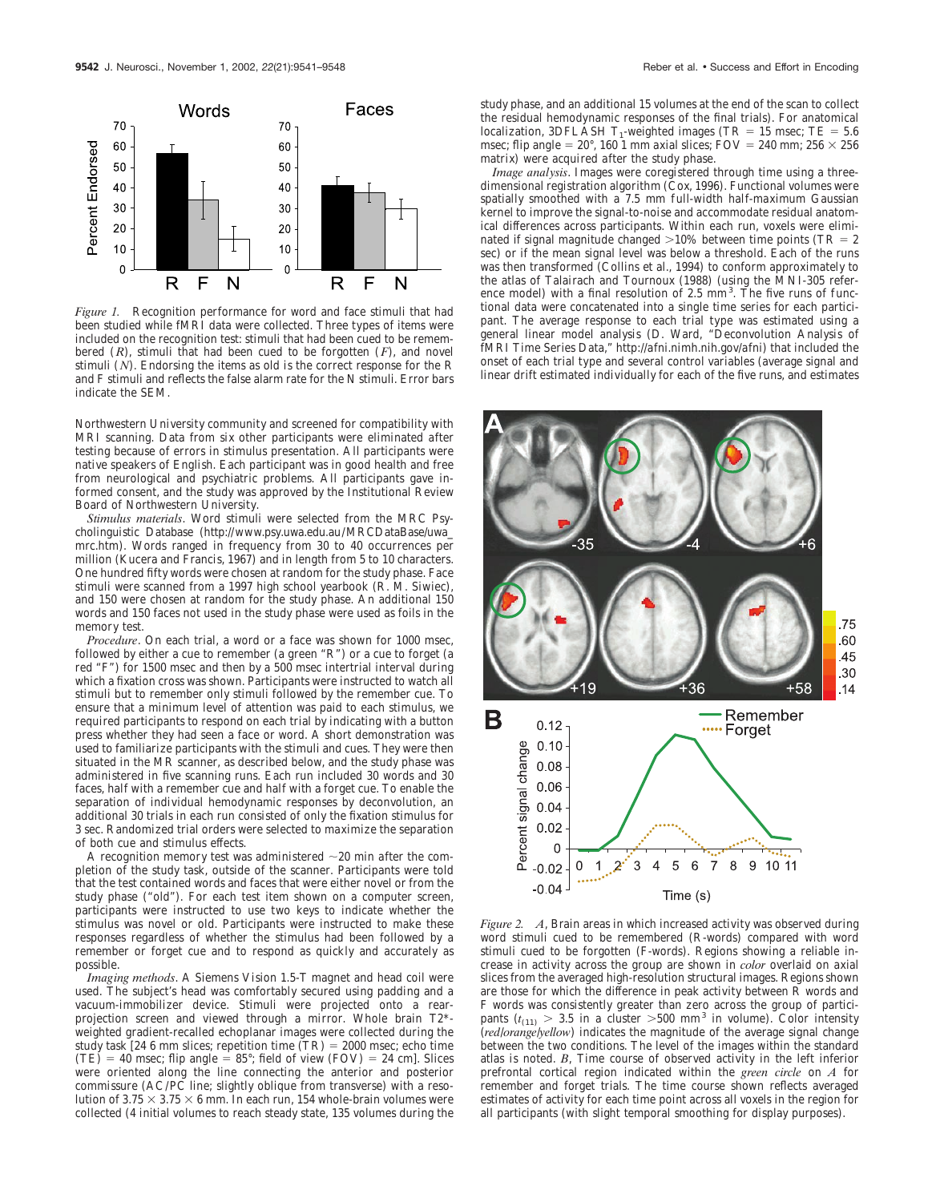*Figure 1.* Recognition performance for word and face stimuli that had been studied while fMRI data were collected. Three types of items were included on the recognition test: stimuli that had been cued to be remembered (*R*), stimuli that had been cued to be forgotten (*F*), and novel stimuli (*N*). Endorsing the items as old is the correct response for the R and F stimuli and reflects the false alarm rate for the N stimuli. Error bars indicate the SEM.

Northwestern University community and screened for compatibility with MRI scanning. Data from six other participants were eliminated after testing because of errors in stimulus presentation. All participants were native speakers of English. Each participant was in good health and free from neurological and psychiatric problems. All participants gave informed consent, and the study was approved by the Institutional Review Board of Northwestern University.

*Stimulus materials.* Word stimuli were selected from the MRC Psycholinguistic Database (http://www.psy.uwa.edu.au/MRCDataBase/uwa_mrc.htm). Words ranged in frequency from 30 to 40 occurrences per million (Kucera and Francis, 1967) and in length from 5 to 10 characters. One hundred fifty words were chosen at random for the study phase. Face stimuli were scanned from a 1997 high school yearbook (R. M. Siwiec), and 150 were chosen at random for the study phase. An additional 150 words and 150 faces not used in the study phase were used as foils in the memory test.

*Procedure.* On each trial, a word or a face was shown for 1000 msec, followed by either a cue to remember (a green "R") or a cue to forget (a red "F") for 1500 msec and then by a 500 msec intertrial interval during which a fixation cross was shown. Participants were instructed to watch all stimuli but to remember only stimuli followed by the remember cue. To ensure that a minimum level of attention was paid to each stimulus, we required participants to respond on each trial by indicating with a button press whether they had seen a face or word. A short demonstration was used to familiarize participants with the stimuli and cues. They were then situated in the MR scanner, as described below, and the study phase was administered in five scanning runs. Each run included 30 words and 30 faces, half with a remember cue and half with a forget cue. To enable the separation of individual hemodynamic responses by deconvolution, an additional 30 trials in each run consisted of only the fixation stimulus for 3 sec. Randomized trial orders were selected to maximize the separation of both cue and stimulus effects.

A recognition memory test was administered ~20 min after the completion of the study task, outside of the scanner. Participants were told that the test contained words and faces that were either novel or from the study phase ("old"). For each test item shown on a computer screen, participants were instructed to use two keys to indicate whether the stimulus was novel or old. Participants were instructed to make these responses regardless of whether the stimulus had been followed by a remember or forget cue and to respond as quickly and accurately as possible.

*Imaging methods.* A Siemens Vision 1.5-T magnet and head coil were used. The subject's head was comfortably secured using padding and a vacuum-immobilizer device. Stimuli were projected onto a rear-projection screen and viewed through a mirror. Whole brain T2*-weighted gradient-recalled echoplanar images were collected during the study task [24 6 mm slices; repetition time (TR) = 2000 msec; echo time (TE) = 40 msec; flip angle = 85°; field of view (FOV) = 24 cm]. Slices were oriented along the line connecting the anterior and posterior commissure (AC/PC line; slightly oblique from transverse) with a resolution of 3.75 × 3.75 × 6 mm. In each run, 154 whole-brain volumes were collected (4 initial volumes to reach steady state, 135 volumes during the study phase, and an additional 15 volumes at the end of the scan to collect the residual hemodynamic responses of the final trials). For anatomical localization, 3DFLASH $T_1$-weighted images (TR = 15 msec; TE = 5.6 msec; flip angle = 20°, 160 1 mm axial slices; FOV = 240 mm; 256 × 256 matrix) were acquired after the study phase.

*Image analysis.* Images were coregistered through time using a three-dimensional registration algorithm (Cox, 1996). Functional volumes were spatially smoothed with a 7.5 mm full-width half-maximum Gaussian kernel to improve the signal-to-noise and accommodate residual anatomical differences across participants. Within each run, voxels were eliminated if signal magnitude changed >10% between time points (TR = 2 sec) or if the mean signal level was below a threshold. Each of the runs was then transformed (Collins et al., 1994) to conform approximately to the atlas of Talairach and Tournoux (1988) (using the MNI-305 reference model) with a final resolution of 2.5 mm$^3$. The five runs of functional data were concatenated into a single time series for each participant. The average response to each trial type was estimated using a general linear model analysis (D. Ward, "Deconvolution Analysis of fMRI Time Series Data," http://afni.nimh.nih.gov/afni) that included the onset of each trial type and several control variables (average signal and linear drift estimated individually for each of the five runs, and estimates

*Figure 2.* *A*, Brain areas in which increased activity was observed during word stimuli cued to be remembered (R-words) compared with word stimuli cued to be forgotten (F-words). Regions showing a reliable increase in activity across the group are shown in *color* overlaid on axial slices from the averaged high-resolution structural images. Regions shown are those for which the difference in peak activity between R words and F words was consistently greater than zero across the group of participants ($t_{(11)} > 3.5$ in a cluster >500 mm$^3$ in volume). Color intensity (*red/orange/yellow*) indicates the magnitude of the average signal change between the two conditions. The level of the images within the standard atlas is noted. *B*, Time course of observed activity in the left inferior prefrontal cortical region indicated within the *green circle* on *A* for remember and forget trials. The time course shown reflects averaged estimates of activity for each time point across all voxels in the region for all participants (with slight temporal smoothing for display purposes).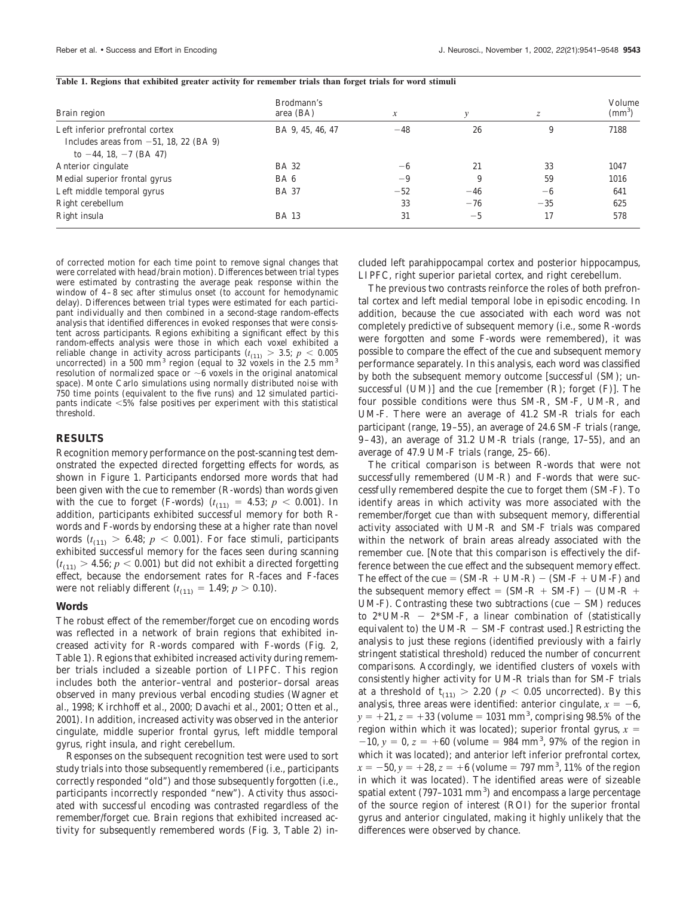**Table 1. Regions that exhibited greater activity for remember trials than forget trials for word stimuli**

| Brain region | Brodmann's area (BA) | $x$ | $y$ | $z$ | Volume (mm$^3$) |
|---|---|---|---|---|---|
| Left inferior prefrontal cortex | BA 9, 45, 46, 47 | −48 | 26 | 9 | 7188 |
| Includes areas from −51, 18, 22 (BA 9) to −44, 18, −7 (BA 47) | | | | | |
| Anterior cingulate | BA 32 | −6 | 21 | 33 | 1047 |
| Medial superior frontal gyrus | BA 6 | −9 | 9 | 59 | 1016 |
| Left middle temporal gyrus | BA 37 | −52 | −46 | −6 | 641 |
| Right cerebellum | | 33 | −76 | −35 | 625 |
| Right insula | BA 13 | 31 | −5 | 17 | 578 |

of corrected motion for each time point to remove signal changes that were correlated with head/brain motion). Differences between trial types were estimated by contrasting the average peak response within the window of 4–8 sec after stimulus onset (to account for hemodynamic delay). Differences between trial types were estimated for each participant individually and then combined in a second-stage random-effects analysis that identified differences in evoked responses that were consistent across participants. Regions exhibiting a significant effect by this random-effects analysis were those in which each voxel exhibited a reliable change in activity across participants ($t_{(11)} > 3.5$; $p < 0.005$ uncorrected) in a 500 mm$^3$ region (equal to 32 voxels in the 2.5 mm$^3$ resolution of normalized space or ~6 voxels in the original anatomical space). Monte Carlo simulations using normally distributed noise with 750 time points (equivalent to the five runs) and 12 simulated participants indicate <5% false positives per experiment with this statistical threshold.

## RESULTS

Recognition memory performance on the post-scanning test demonstrated the expected directed forgetting effects for words, as shown in Figure 1. Participants endorsed more words that had been given with the cue to remember (R-words) than words given with the cue to forget (F-words) ($t_{(11)} = 4.53$; $p < 0.001$). In addition, participants exhibited successful memory for both R-words and F-words by endorsing these at a higher rate than novel words ($t_{(11)} > 6.48$; $p < 0.001$). For face stimuli, participants exhibited successful memory for the faces seen during scanning ($t_{(11)} > 4.56$; $p < 0.001$) but did not exhibit a directed forgetting effect, because the endorsement rates for R-faces and F-faces were not reliably different ($t_{(11)} = 1.49$; $p > 0.10$).

### Words

The robust effect of the remember/forget cue on encoding words was reflected in a network of brain regions that exhibited increased activity for R-words compared with F-words (Fig. 2, Table 1). Regions that exhibited increased activity during remember trials included a sizeable portion of LIPFC. This region includes both the anterior–ventral and posterior–dorsal areas observed in many previous verbal encoding studies (Wagner et al., 1998; Kirchhoff et al., 2000; Davachi et al., 2001; Otten et al., 2001). In addition, increased activity was observed in the anterior cingulate, middle superior frontal gyrus, left middle temporal gyrus, right insula, and right cerebellum.

Responses on the subsequent recognition test were used to sort study trials into those subsequently remembered (i.e., participants correctly responded "old") and those subsequently forgotten (i.e., participants incorrectly responded "new"). Activity thus associated with successful encoding was contrasted regardless of the remember/forget cue. Brain regions that exhibited increased activity for subsequently remembered words (Fig. 3, Table 2) included left parahippocampal cortex and posterior hippocampus, LIPFC, right superior parietal cortex, and right cerebellum.

The previous two contrasts reinforce the roles of both prefrontal cortex and left medial temporal lobe in episodic encoding. In addition, because the cue associated with each word was not completely predictive of subsequent memory (i.e., some R-words were forgotten and some F-words were remembered), it was possible to compare the effect of the cue and subsequent memory performance separately. In this analysis, each word was classified by both the subsequent memory outcome [successful (SM); unsuccessful (UM)] and the cue [remember (R); forget (F)]. The four possible conditions were thus SM-R, SM-F, UM-R, and UM-F. There were an average of 41.2 SM-R trials for each participant (range, 19–55), an average of 24.6 SM-F trials (range, 9–43), an average of 31.2 UM-R trials (range, 17–55), and an average of 47.9 UM-F trials (range, 25–66).

The critical comparison is between R-words that were not successfully remembered (UM-R) and F-words that were successfully remembered despite the cue to forget them (SM-F). To identify areas in which activity was more associated with the remember/forget cue than with subsequent memory, differential activity associated with UM-R and SM-F trials was compared within the network of brain areas already associated with the remember cue. [Note that this comparison is effectively the difference between the cue effect and the subsequent memory effect. The effect of the cue = (SM-R + UM-R) − (SM-F + UM-F) and the subsequent memory effect = (SM-R + SM-F) − (UM-R + UM-F). Contrasting these two subtractions (cue − SM) reduces to 2*UM-R − 2*SM-F, a linear combination of (statistically equivalent to) the UM-R − SM-F contrast used.] Restricting the analysis to just these regions (identified previously with a fairly stringent statistical threshold) reduced the number of concurrent comparisons. Accordingly, we identified clusters of voxels with consistently higher activity for UM-R trials than for SM-F trials at a threshold of $t_{(11)} > 2.20$ ($p < 0.05$ uncorrected). By this analysis, three areas were identified: anterior cingulate, $x = -6$, $y = +21$, $z = +33$ (volume = 1031 mm$^3$, comprising 98.5% of the region within which it was located); superior frontal gyrus, $x = -10$, $y = 0$, $z = +60$ (volume = 984 mm$^3$, 97% of the region in which it was located); and anterior left inferior prefrontal cortex, $x = -50$, $y = +28$, $z = +6$ (volume = 797 mm$^3$, 11% of the region in which it was located). The identified areas were of sizeable spatial extent (797–1031 mm$^3$) and encompass a large percentage of the source region of interest (ROI) for the superior frontal gyrus and anterior cingulated, making it highly unlikely that the differences were observed by chance.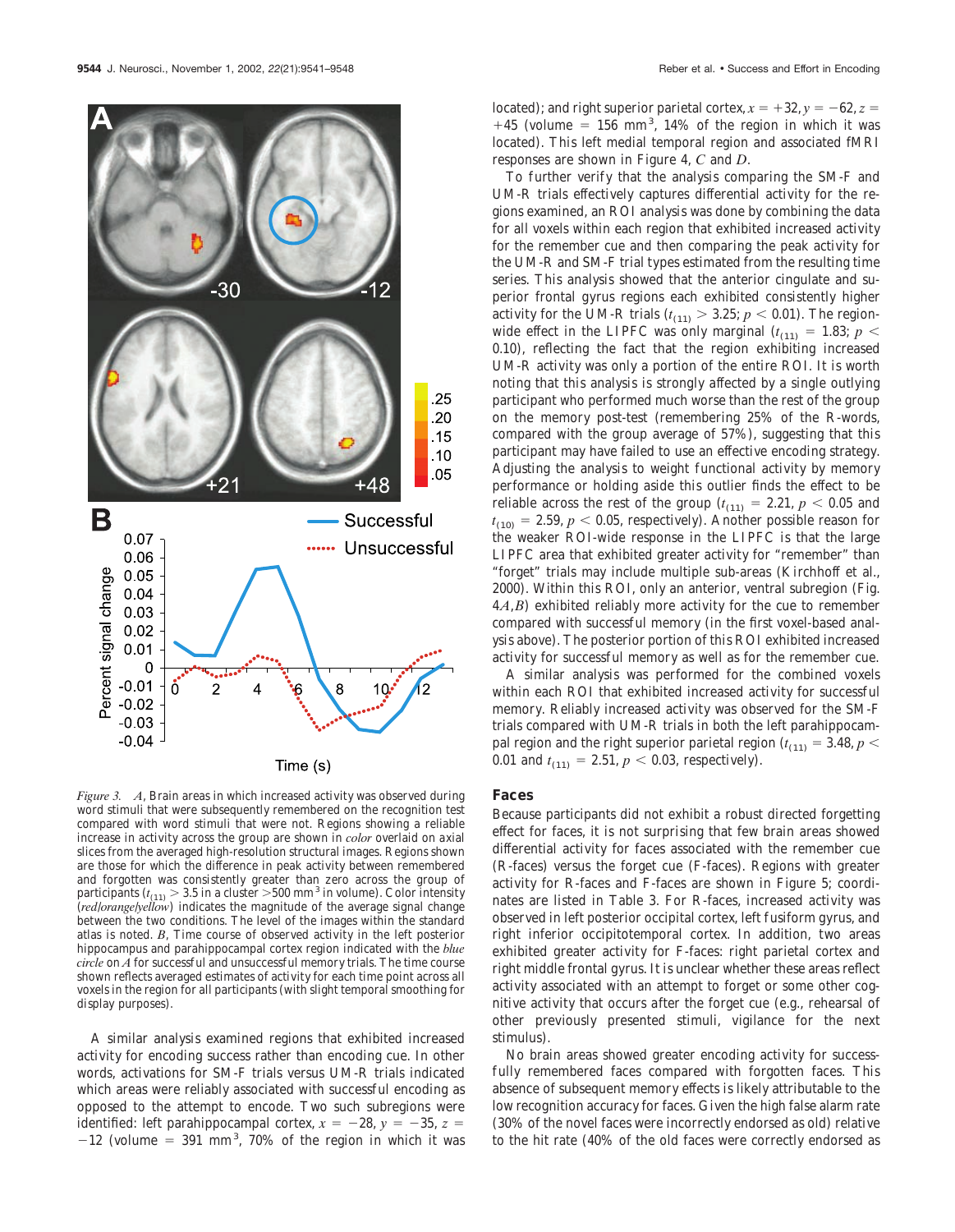*Figure 3.* *A*, Brain areas in which increased activity was observed during word stimuli that were subsequently remembered on the recognition test compared with word stimuli that were not. Regions showing a reliable increase in activity across the group are shown in *color* overlaid on axial slices from the averaged high-resolution structural images. Regions shown are those for which the difference in peak activity between remembered and forgotten was consistently greater than zero across the group of participants ($t_{(11)} > 3.5$ in a cluster >500 mm$^3$ in volume). Color intensity (*red/orange/yellow*) indicates the magnitude of the average signal change between the two conditions. The level of the images within the standard atlas is noted. *B*, Time course of observed activity in the left posterior hippocampus and parahippocampal cortex region indicated with the *blue circle* on *A* for successful and unsuccessful memory trials. The time course shown reflects averaged estimates of activity for each time point across all voxels in the region for all participants (with slight temporal smoothing for display purposes).

A similar analysis examined regions that exhibited increased activity for encoding success rather than encoding cue. In other words, activations for SM-F trials versus UM-R trials indicated which areas were reliably associated with successful encoding as opposed to the attempt to encode. Two such subregions were identified: left parahippocampal cortex, $x = -28$, $y = -35$, $z = -12$ (volume = 391 mm$^3$, 70% of the region in which it was located); and right superior parietal cortex, $x = +32$, $y = -62$, $z = +45$ (volume = 156 mm$^3$, 14% of the region in which it was located). This left medial temporal region and associated fMRI responses are shown in Figure 4, *C* and *D*.

To further verify that the analysis comparing the SM-F and UM-R trials effectively captures differential activity for the regions examined, an ROI analysis was done by combining the data for all voxels within each region that exhibited increased activity for the remember cue and then comparing the peak activity for the UM-R and SM-F trial types estimated from the resulting time series. This analysis showed that the anterior cingulate and superior frontal gyrus regions each exhibited consistently higher activity for the UM-R trials ($t_{(11)} > 3.25$; $p < 0.01$). The region-wide effect in the LIPFC was only marginal ($t_{(11)} = 1.83$; $p < 0.10$), reflecting the fact that the region exhibiting increased UM-R activity was only a portion of the entire ROI. It is worth noting that this analysis is strongly affected by a single outlying participant who performed much worse than the rest of the group on the memory post-test (remembering 25% of the R-words, compared with the group average of 57%), suggesting that this participant may have failed to use an effective encoding strategy. Adjusting the analysis to weight functional activity by memory performance or holding aside this outlier finds the effect to be reliable across the rest of the group ($t_{(11)} = 2.21$, $p < 0.05$ and $t_{(10)} = 2.59$, $p < 0.05$, respectively). Another possible reason for the weaker ROI-wide response in the LIPFC is that the large LIPFC area that exhibited greater activity for "remember" than "forget" trials may include multiple sub-areas (Kirchhoff et al., 2000). Within this ROI, only an anterior, ventral subregion (Fig. 4*A*,*B*) exhibited reliably more activity for the cue to remember compared with successful memory (in the first voxel-based analysis above). The posterior portion of this ROI exhibited increased activity for successful memory as well as for the remember cue.

A similar analysis was performed for the combined voxels within each ROI that exhibited increased activity for successful memory. Reliably increased activity was observed for the SM-F trials compared with UM-R trials in both the left parahippocampal region and the right superior parietal region ($t_{(11)} = 3.48$, $p < 0.01$ and $t_{(11)} = 2.51$, $p < 0.03$, respectively).

## Faces

Because participants did not exhibit a robust directed forgetting effect for faces, it is not surprising that few brain areas showed differential activity for faces associated with the remember cue (R-faces) versus the forget cue (F-faces). Regions with greater activity for R-faces and F-faces are shown in Figure 5; coordinates are listed in Table 3. For R-faces, increased activity was observed in left posterior occipital cortex, left fusiform gyrus, and right inferior occipitotemporal cortex. In addition, two areas exhibited greater activity for F-faces: right parietal cortex and right middle frontal gyrus. It is unclear whether these areas reflect activity associated with an attempt to forget or some other cognitive activity that occurs after the forget cue (e.g., rehearsal of other previously presented stimuli, vigilance for the next stimulus).

No brain areas showed greater encoding activity for successfully remembered faces compared with forgotten faces. This absence of subsequent memory effects is likely attributable to the low recognition accuracy for faces. Given the high false alarm rate (30% of the novel faces were incorrectly endorsed as old) relative to the hit rate (40% of the old faces were correctly endorsed as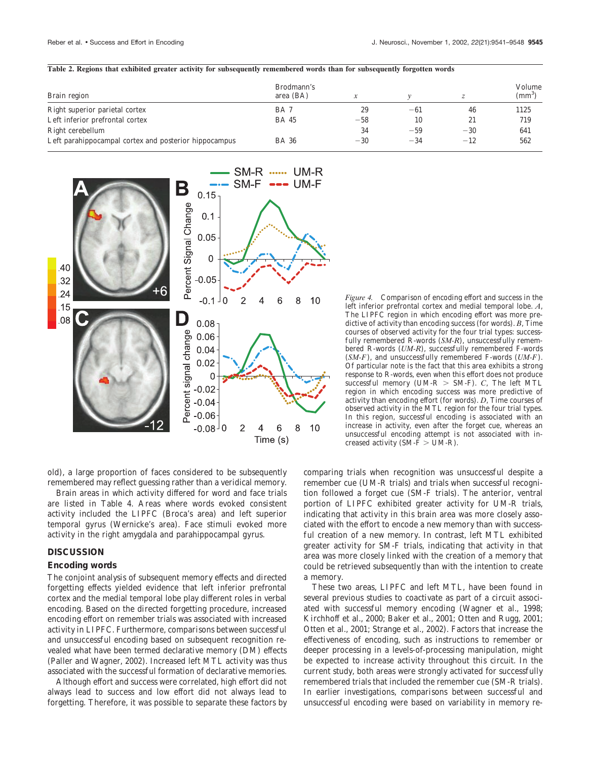**Table 2. Regions that exhibited greater activity for subsequently remembered words than for subsequently forgotten words**

| Brain region | Brodmann's area (BA) | *x* | *y* | *z* | Volume (mm$^3$) |
|---|---|---|---|---|---|
| Right superior parietal cortex | BA 7 | 29 | −61 | 46 | 1125 |
| Left inferior prefrontal cortex | BA 45 | −58 | 10 | 21 | 719 |
| Right cerebellum | | 34 | −59 | −30 | 641 |
| Left parahippocampal cortex and posterior hippocampus | BA 36 | −30 | −34 | −12 | 562 |

A
+6
B
SM-R
UM-R
SM-F
UM-F
0.15
0.1
0.05
0
-0.05
-0.1
Percent Signal Change
0 2 4 6 8 10
.40
.32
.24
.15
.08
C
-12
D
0.08
0.06
0.04
0.02
0
-0.02
-0.04
-0.06
-0.08
Percent signal change
0 2 4 6 8 10
Time (s)

*Figure 4.* Comparison of encoding effort and success in the left inferior prefrontal cortex and medial temporal lobe. *A*, The LIPFC region in which encoding effort was more predictive of activity than encoding success (for words). *B*, Time courses of observed activity for the four trial types: successfully remembered R-words (*SM-R*), unsuccessfully remembered R-words (*UM-R*), successfully remembered F-words (*SM-F*), and unsuccessfully remembered F-words (*UM-F*). Of particular note is the fact that this area exhibits a strong response to R-words, even when this effort does not produce successful memory (UM-R > SM-F). *C*, The left MTL region in which encoding success was more predictive of activity than encoding effort (for words). *D*, Time courses of observed activity in the MTL region for the four trial types. In this region, successful encoding is associated with an increase in activity, even after the forget cue, whereas an unsuccessful encoding attempt is not associated with increased activity (SM-F > UM-R).

old), a large proportion of faces considered to be subsequently remembered may reflect guessing rather than a veridical memory.

Brain areas in which activity differed for word and face trials are listed in Table 4. Areas where words evoked consistent activity included the LIPFC (Broca's area) and left superior temporal gyrus (Wernicke's area). Face stimuli evoked more activity in the right amygdala and parahippocampal gyrus.

## DISCUSSION

### Encoding words

The conjoint analysis of subsequent memory effects and directed forgetting effects yielded evidence that left inferior prefrontal cortex and the medial temporal lobe play different roles in verbal encoding. Based on the directed forgetting procedure, increased encoding effort on remember trials was associated with increased activity in LIPFC. Furthermore, comparisons between successful and unsuccessful encoding based on subsequent recognition revealed what have been termed declarative memory (DM) effects (Paller and Wagner, 2002). Increased left MTL activity was thus associated with the successful formation of declarative memories.

Although effort and success were correlated, high effort did not always lead to success and low effort did not always lead to forgetting. Therefore, it was possible to separate these factors by comparing trials when recognition was unsuccessful despite a remember cue (UM-R trials) and trials when successful recognition followed a forget cue (SM-F trials). The anterior, ventral portion of LIPFC exhibited greater activity for UM-R trials, indicating that activity in this brain area was more closely associated with the effort to encode a new memory than with successful creation of a new memory. In contrast, left MTL exhibited greater activity for SM-F trials, indicating that activity in that area was more closely linked with the creation of a memory that could be retrieved subsequently than with the intention to create a memory.

These two areas, LIPFC and left MTL, have been found in several previous studies to coactivate as part of a circuit associated with successful memory encoding (Wagner et al., 1998; Kirchhoff et al., 2000; Baker et al., 2001; Otten and Rugg, 2001; Otten et al., 2001; Strange et al., 2002). Factors that increase the effectiveness of encoding, such as instructions to remember or deeper processing in a levels-of-processing manipulation, might be expected to increase activity throughout this circuit. In the current study, both areas were strongly activated for successfully remembered trials that included the remember cue (SM-R trials). In earlier investigations, comparisons between successful and unsuccessful encoding were based on variability in memory re-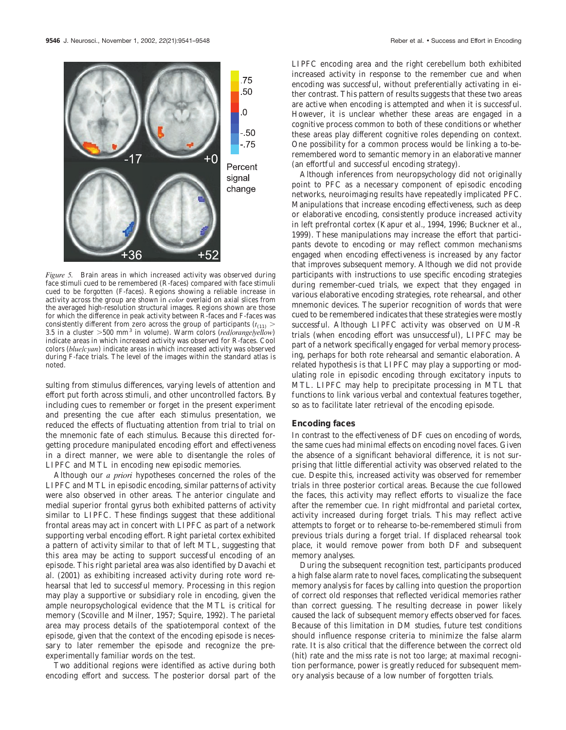.75
.50
.0
-.50
-.75
Percent signal change

-17
+0
+36
+52

*Figure 5.* Brain areas in which increased activity was observed during face stimuli cued to be remembered (R-faces) compared with face stimuli cued to be forgotten (F-faces). Regions showing a reliable increase in activity across the group are shown in *color* overlaid on axial slices from the averaged high-resolution structural images. Regions shown are those for which the difference in peak activity between R-faces and F-faces was consistently different from zero across the group of participants ($t_{(11)} > 3.5$ in a cluster $>500$ mm$^3$ in volume). Warm colors (*red/orange/yellow*) indicate areas in which increased activity was observed for R-faces. Cool colors (*blue/cyan*) indicate areas in which increased activity was observed during F-face trials. The level of the images within the standard atlas is noted.

sulting from stimulus differences, varying levels of attention and effort put forth across stimuli, and other uncontrolled factors. By including cues to remember or forget in the present experiment and presenting the cue after each stimulus presentation, we reduced the effects of fluctuating attention from trial to trial on the mnemonic fate of each stimulus. Because this directed forgetting procedure manipulated encoding effort and effectiveness in a direct manner, we were able to disentangle the roles of LIPFC and MTL in encoding new episodic memories.

Although our *a priori* hypotheses concerned the roles of the LIPFC and MTL in episodic encoding, similar patterns of activity were also observed in other areas. The anterior cingulate and medial superior frontal gyrus both exhibited patterns of activity similar to LIPFC. These findings suggest that these additional frontal areas may act in concert with LIPFC as part of a network supporting verbal encoding effort. Right parietal cortex exhibited a pattern of activity similar to that of left MTL, suggesting that this area may be acting to support successful encoding of an episode. This right parietal area was also identified by Davachi et al. (2001) as exhibiting increased activity during rote word rehearsal that led to successful memory. Processing in this region may play a supportive or subsidiary role in encoding, given the ample neuropsychological evidence that the MTL is critical for memory (Scoville and Milner, 1957; Squire, 1992). The parietal area may process details of the spatiotemporal context of the episode, given that the context of the encoding episode is necessary to later remember the episode and recognize the pre-experimentally familiar words on the test.

Two additional regions were identified as active during both encoding effort and success. The posterior dorsal part of the LIPFC encoding area and the right cerebellum both exhibited increased activity in response to the remember cue and when encoding was successful, without preferentially activating in either contrast. This pattern of results suggests that these two areas are active when encoding is attempted and when it is successful. However, it is unclear whether these areas are engaged in a cognitive process common to both of these conditions or whether these areas play different cognitive roles depending on context. One possibility for a common process would be linking a to-be-remembered word to semantic memory in an elaborative manner (an effortful and successful encoding strategy).

Although inferences from neuropsychology did not originally point to PFC as a necessary component of episodic encoding networks, neuroimaging results have repeatedly implicated PFC. Manipulations that increase encoding effectiveness, such as deep or elaborative encoding, consistently produce increased activity in left prefrontal cortex (Kapur et al., 1994, 1996; Buckner et al., 1999). These manipulations may increase the effort that participants devote to encoding or may reflect common mechanisms engaged when encoding effectiveness is increased by any factor that improves subsequent memory. Although we did not provide participants with instructions to use specific encoding strategies during remember-cued trials, we expect that they engaged in various elaborative encoding strategies, rote rehearsal, and other mnemonic devices. The superior recognition of words that were cued to be remembered indicates that these strategies were mostly successful. Although LIPFC activity was observed on UM-R trials (when encoding effort was unsuccessful), LIPFC may be part of a network specifically engaged for verbal memory processing, perhaps for both rote rehearsal and semantic elaboration. A related hypothesis is that LIPFC may play a supporting or modulating role in episodic encoding through excitatory inputs to MTL. LIPFC may help to precipitate processing in MTL that functions to link various verbal and contextual features together, so as to facilitate later retrieval of the encoding episode.

### Encoding faces

In contrast to the effectiveness of DF cues on encoding of words, the same cues had minimal effects on encoding novel faces. Given the absence of a significant behavioral difference, it is not surprising that little differential activity was observed related to the cue. Despite this, increased activity was observed for remember trials in three posterior cortical areas. Because the cue followed the faces, this activity may reflect efforts to visualize the face after the remember cue. In right midfrontal and parietal cortex, activity increased during forget trials. This may reflect active attempts to forget or to rehearse to-be-remembered stimuli from previous trials during a forget trial. If displaced rehearsal took place, it would remove power from both DF and subsequent memory analyses.

During the subsequent recognition test, participants produced a high false alarm rate to novel faces, complicating the subsequent memory analysis for faces by calling into question the proportion of correct old responses that reflected veridical memories rather than correct guessing. The resulting decrease in power likely caused the lack of subsequent memory effects observed for faces. Because of this limitation in DM studies, future test conditions should influence response criteria to minimize the false alarm rate. It is also critical that the difference between the correct old (hit) rate and the miss rate is not too large; at maximal recognition performance, power is greatly reduced for subsequent memory analysis because of a low number of forgotten trials.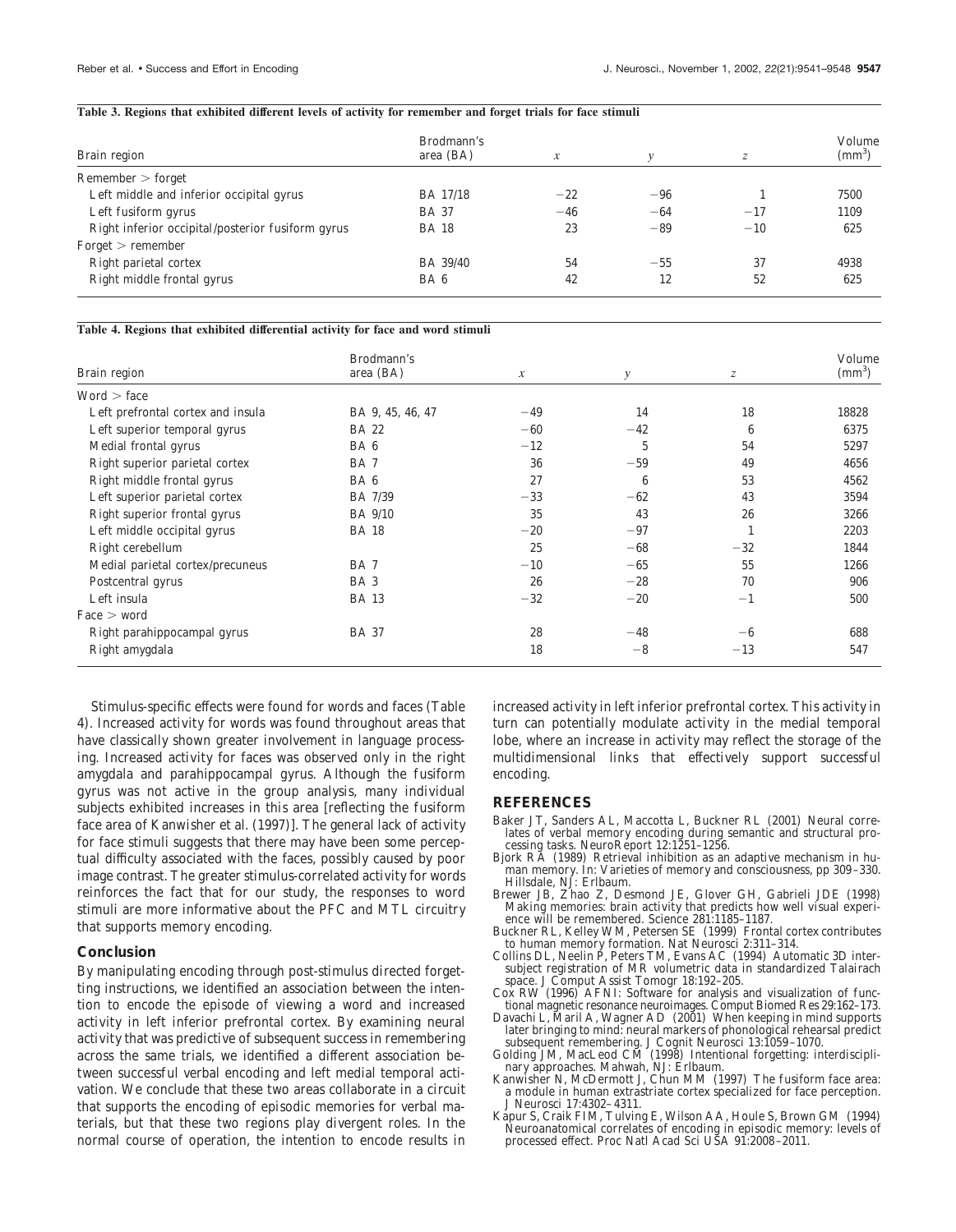**Table 3. Regions that exhibited different levels of activity for remember and forget trials for face stimuli**

| Brain region | Brodmann's area (BA) | *x* | *y* | *z* | Volume (mm$^3$) |
|---|---|---|---|---|---|
| Remember > forget | | | | | |
| Left middle and inferior occipital gyrus | BA 17/18 | −22 | −96 | 1 | 7500 |
| Left fusiform gyrus | BA 37 | −46 | −64 | −17 | 1109 |
| Right inferior occipital/posterior fusiform gyrus | BA 18 | 23 | −89 | −10 | 625 |
| Forget > remember | | | | | |
| Right parietal cortex | BA 39/40 | 54 | −55 | 37 | 4938 |
| Right middle frontal gyrus | BA 6 | 42 | 12 | 52 | 625 |

**Table 4. Regions that exhibited differential activity for face and word stimuli**

| Brain region | Brodmann's area (BA) | *x* | *y* | *z* | Volume (mm$^3$) |
|---|---|---|---|---|---|
| Word > face | | | | | |
| Left prefrontal cortex and insula | BA 9, 45, 46, 47 | −49 | 14 | 18 | 18828 |
| Left superior temporal gyrus | BA 22 | −60 | −42 | 6 | 6375 |
| Medial frontal gyrus | BA 6 | −12 | 5 | 54 | 5297 |
| Right superior parietal cortex | BA 7 | 36 | −59 | 49 | 4656 |
| Right middle frontal gyrus | BA 6 | 27 | 6 | 53 | 4562 |
| Left superior parietal cortex | BA 7/39 | −33 | −62 | 43 | 3594 |
| Right superior frontal gyrus | BA 9/10 | 35 | 43 | 26 | 3266 |
| Left middle occipital gyrus | BA 18 | −20 | −97 | 1 | 2203 |
| Right cerebellum | | 25 | −68 | −32 | 1844 |
| Medial parietal cortex/precuneus | BA 7 | −10 | −65 | 55 | 1266 |
| Postcentral gyrus | BA 3 | 26 | −28 | 70 | 906 |
| Left insula | BA 13 | −32 | −20 | −1 | 500 |
| Face > word | | | | | |
| Right parahippocampal gyrus | BA 37 | 28 | −48 | −6 | 688 |
| Right amygdala | | 18 | −8 | −13 | 547 |

Stimulus-specific effects were found for words and faces (Table 4). Increased activity for words was found throughout areas that have classically shown greater involvement in language processing. Increased activity for faces was observed only in the right amygdala and parahippocampal gyrus. Although the fusiform gyrus was not active in the group analysis, many individual subjects exhibited increases in this area [reflecting the fusiform face area of Kanwisher et al. (1997)]. The general lack of activity for face stimuli suggests that there may have been some perceptual difficulty associated with the faces, possibly caused by poor image contrast. The greater stimulus-correlated activity for words reinforces the fact that for our study, the responses to word stimuli are more informative about the PFC and MTL circuitry that supports memory encoding.

## Conclusion

By manipulating encoding through post-stimulus directed forgetting instructions, we identified an association between the intention to encode the episode of viewing a word and increased activity in left inferior prefrontal cortex. By examining neural activity that was predictive of subsequent success in remembering across the same trials, we identified a different association between successful verbal encoding and left medial temporal activation. We conclude that these two areas collaborate in a circuit that supports the encoding of episodic memories for verbal materials, but that these two regions play divergent roles. In the normal course of operation, the intention to encode results in increased activity in left inferior prefrontal cortex. This activity in turn can potentially modulate activity in the medial temporal lobe, where an increase in activity may reflect the storage of the multidimensional links that effectively support successful encoding.

## REFERENCES

Baker JT, Sanders AL, Maccotta L, Buckner RL (2001) Neural correlates of verbal memory encoding during semantic and structural processing tasks. NeuroReport 12:1251–1256.

Bjork RA (1989) Retrieval inhibition as an adaptive mechanism in human memory. In: Varieties of memory and consciousness, pp 309–330. Hillsdale, NJ: Erlbaum.

Brewer JB, Zhao Z, Desmond JE, Glover GH, Gabrieli JDE (1998) Making memories: brain activity that predicts how well visual experience will be remembered. Science 281:1185–1187.

Buckner RL, Kelley WM, Petersen SE (1999) Frontal cortex contributes to human memory formation. Nat Neurosci 2:311–314.

Collins DL, Neelin P, Peters TM, Evans AC (1994) Automatic 3D intersubject registration of MR volumetric data in standardized Talairach space. J Comput Assist Tomogr 18:192–205.

Cox RW (1996) AFNI: Software for analysis and visualization of functional magnetic resonance neuroimages. Comput Biomed Res 29:162–173.

Davachi L, Maril A, Wagner AD (2001) When keeping in mind supports later bringing to mind: neural markers of phonological rehearsal predict subsequent remembering. J Cognit Neurosci 13:1059–1070.

Golding JM, MacLeod CM (1998) Intentional forgetting: interdisciplinary approaches. Mahwah, NJ: Erlbaum.

Kanwisher N, McDermott J, Chun MM (1997) The fusiform face area: a module in human extrastriate cortex specialized for face perception. J Neurosci 17:4302–4311.

Kapur S, Craik FIM, Tulving E, Wilson AA, Houle S, Brown GM (1994) Neuroanatomical correlates of encoding in episodic memory: levels of processed effect. Proc Natl Acad Sci USA 91:2008–2011.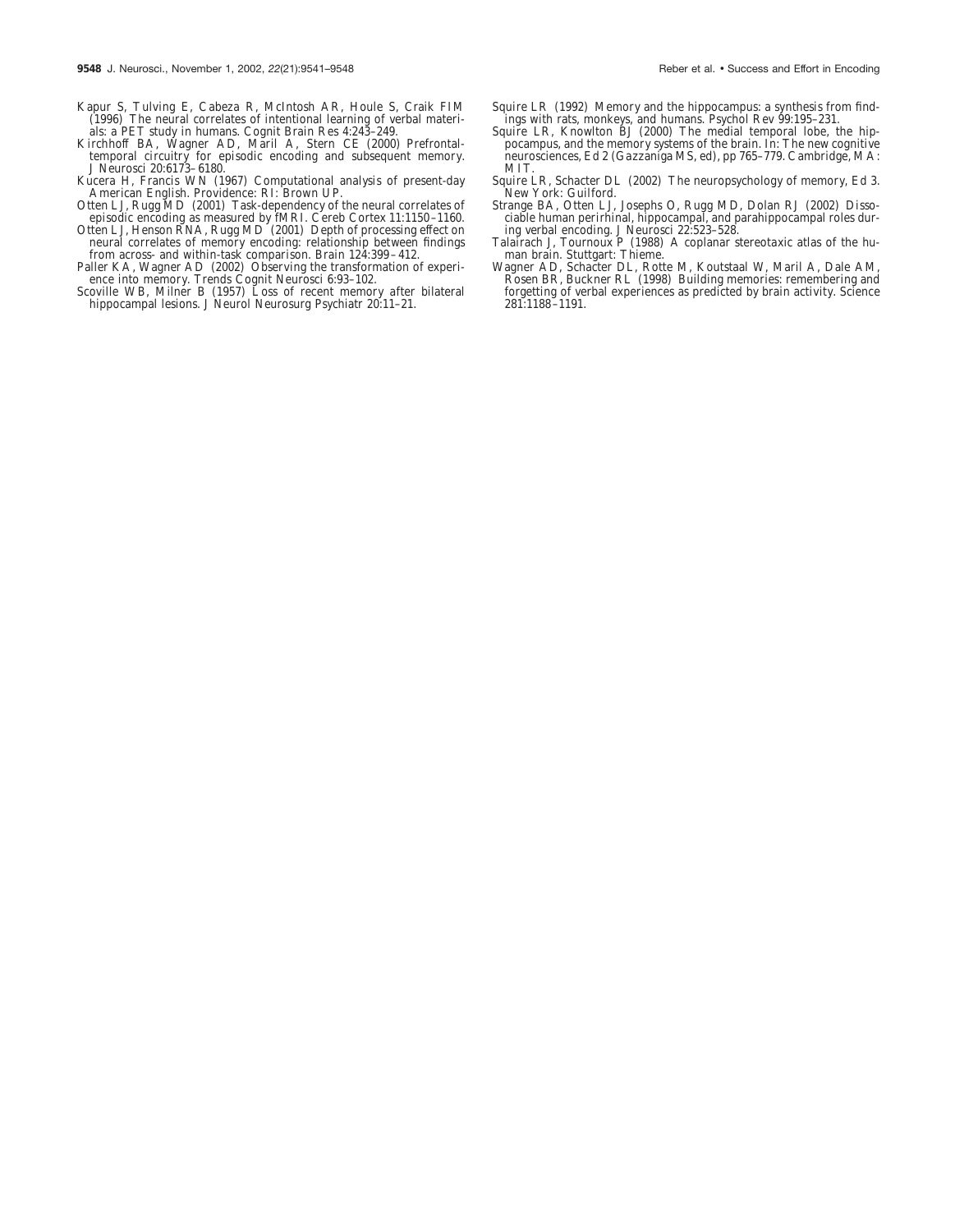Kapur S, Tulving E, Cabeza R, McIntosh AR, Houle S, Craik FIM (1996) The neural correlates of intentional learning of verbal materials: a PET study in humans. Cognit Brain Res 4:243–249.

Kirchhoff BA, Wagner AD, Maril A, Stern CE (2000) Prefrontal-temporal circuitry for episodic encoding and subsequent memory. J Neurosci 20:6173–6180.

Kucera H, Francis WN (1967) Computational analysis of present-day American English. Providence: RI: Brown UP.

Otten LJ, Rugg MD (2001) Task-dependency of the neural correlates of episodic encoding as measured by fMRI. Cereb Cortex 11:1150–1160.

Otten LJ, Henson RNA, Rugg MD (2001) Depth of processing effect on neural correlates of memory encoding: relationship between findings from across- and within-task comparison. Brain 124:399–412.

Paller KA, Wagner AD (2002) Observing the transformation of experience into memory. Trends Cognit Neurosci 6:93–102.

Scoville WB, Milner B (1957) Loss of recent memory after bilateral hippocampal lesions. J Neurol Neurosurg Psychiatr 20:11–21.

Squire LR (1992) Memory and the hippocampus: a synthesis from findings with rats, monkeys, and humans. Psychol Rev 99:195–231.

Squire LR, Knowlton BJ (2000) The medial temporal lobe, the hippocampus, and the memory systems of the brain. In: The new cognitive neurosciences, Ed 2 (Gazzaniga MS, ed), pp 765–779. Cambridge, MA: MIT.

Squire LR, Schacter DL (2002) The neuropsychology of memory, Ed 3. New York: Guilford.

Strange BA, Otten LJ, Josephs O, Rugg MD, Dolan RJ (2002) Dissociable human perirhinal, hippocampal, and parahippocampal roles during verbal encoding. J Neurosci 22:523–528.

Talairach J, Tournoux P (1988) A coplanar stereotaxic atlas of the human brain. Stuttgart: Thieme.

Wagner AD, Schacter DL, Rotte M, Koutstaal W, Maril A, Dale AM, Rosen BR, Buckner RL (1998) Building memories: remembering and forgetting of verbal experiences as predicted by brain activity. Science 281:1188–1191.